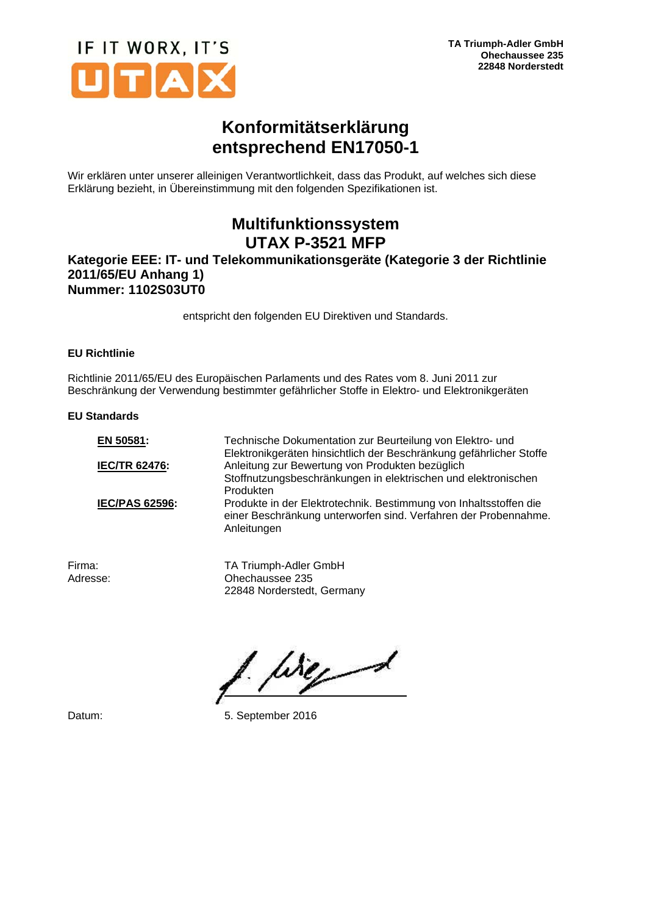IF IT WORX, IT'S UTAX

**TA Triumph-Adler GmbH**
**Ohechaussee 235**
**22848 Norderstedt**

# Konformitätserklärung entsprechend EN17050-1

Wir erklären unter unserer alleinigen Verantwortlichkeit, dass das Produkt, auf welches sich diese Erklärung bezieht, in Übereinstimmung mit den folgenden Spezifikationen ist.

## Multifunktionssystem UTAX P-3521 MFP

**Kategorie EEE: IT- und Telekommunikationsgeräte (Kategorie 3 der Richtlinie 2011/65/EU Anhang 1)**
**Nummer: 1102S03UT0**

entspricht den folgenden EU Direktiven und Standards.

**EU Richtlinie**

Richtlinie 2011/65/EU des Europäischen Parlaments und des Rates vom 8. Juni 2011 zur Beschränkung der Verwendung bestimmter gefährlicher Stoffe in Elektro- und Elektronikgeräten

**EU Standards**

| | |
|---|---|
| **EN 50581:** | Technische Dokumentation zur Beurteilung von Elektro- und Elektronikgeräten hinsichtlich der Beschränkung gefährlicher Stoffe |
| **IEC/TR 62476:** | Anleitung zur Bewertung von Produkten bezüglich Stoffnutzungsbeschränkungen in elektrischen und elektronischen Produkten |
| **IEC/PAS 62596:** | Produkte in der Elektrotechnik. Bestimmung von Inhaltsstoffen die einer Beschränkung unterworfen sind. Verfahren der Probennahme. Anleitungen |

| | |
|---|---|
| Firma: | TA Triumph-Adler GmbH |
| Adresse: | Ohechaussee 235<br>22848 Norderstedt, Germany |

Datum: 5. September 2016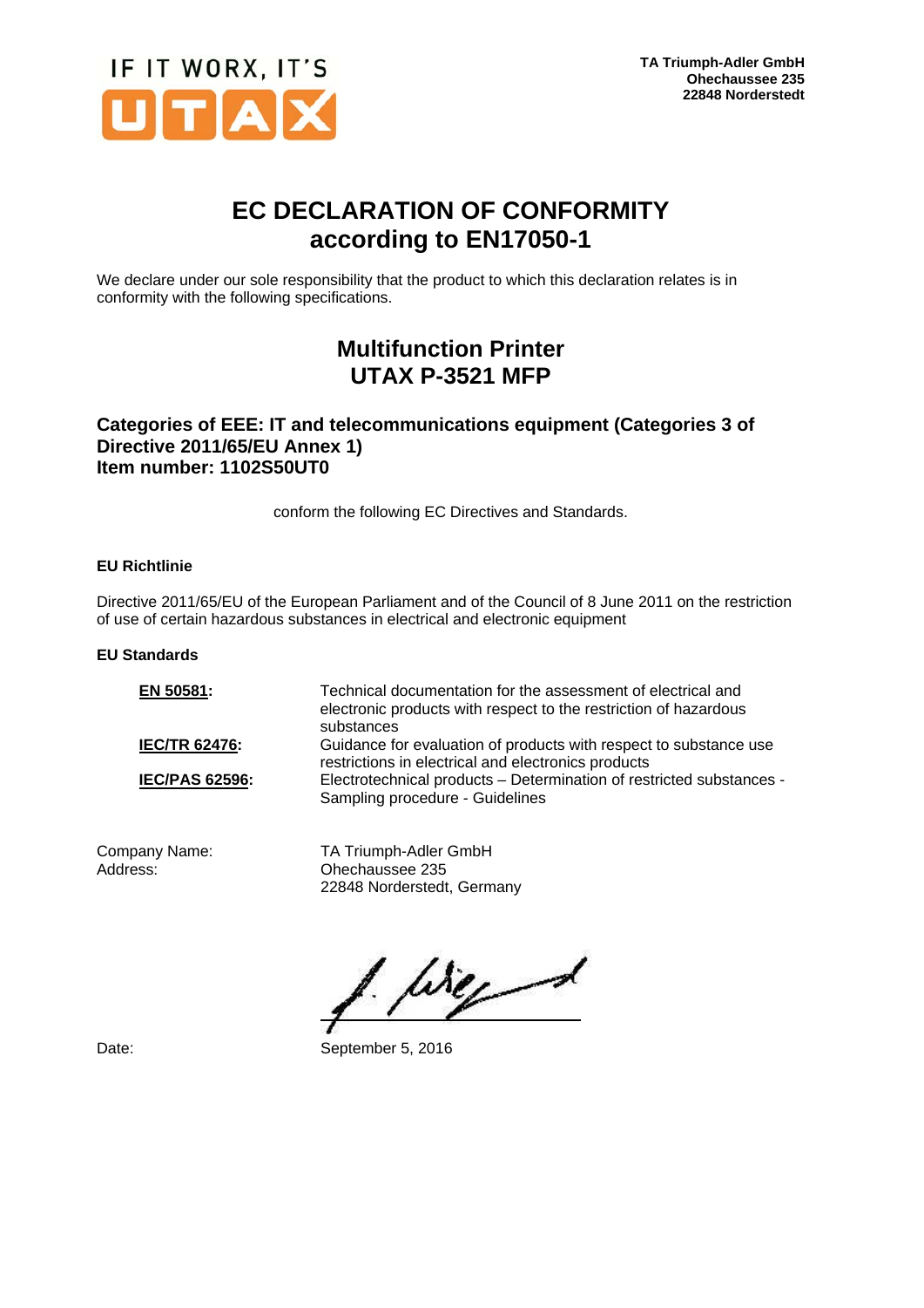IF IT WORX, IT'S UTAX

**TA Triumph-Adler GmbH**
**Ohechaussee 235**
**22848 Norderstedt**

# EC DECLARATION OF CONFORMITY according to EN17050-1

We declare under our sole responsibility that the product to which this declaration relates is in conformity with the following specifications.

## Multifunction Printer UTAX P-3521 MFP

### Categories of EEE: IT and telecommunications equipment (Categories 3 of Directive 2011/65/EU Annex 1)
### Item number: 1102S50UT0

conform the following EC Directives and Standards.

**EU Richtlinie**

Directive 2011/65/EU of the European Parliament and of the Council of 8 June 2011 on the restriction of use of certain hazardous substances in electrical and electronic equipment

**EU Standards**

| | |
|---|---|
| **EN 50581:** | Technical documentation for the assessment of electrical and electronic products with respect to the restriction of hazardous substances |
| **IEC/TR 62476:** | Guidance for evaluation of products with respect to substance use restrictions in electrical and electronics products |
| **IEC/PAS 62596:** | Electrotechnical products – Determination of restricted substances - Sampling procedure - Guidelines |

| | |
|---|---|
| Company Name: | TA Triumph-Adler GmbH |
| Address: | Ohechaussee 235<br>22848 Norderstedt, Germany |

Date: September 5, 2016